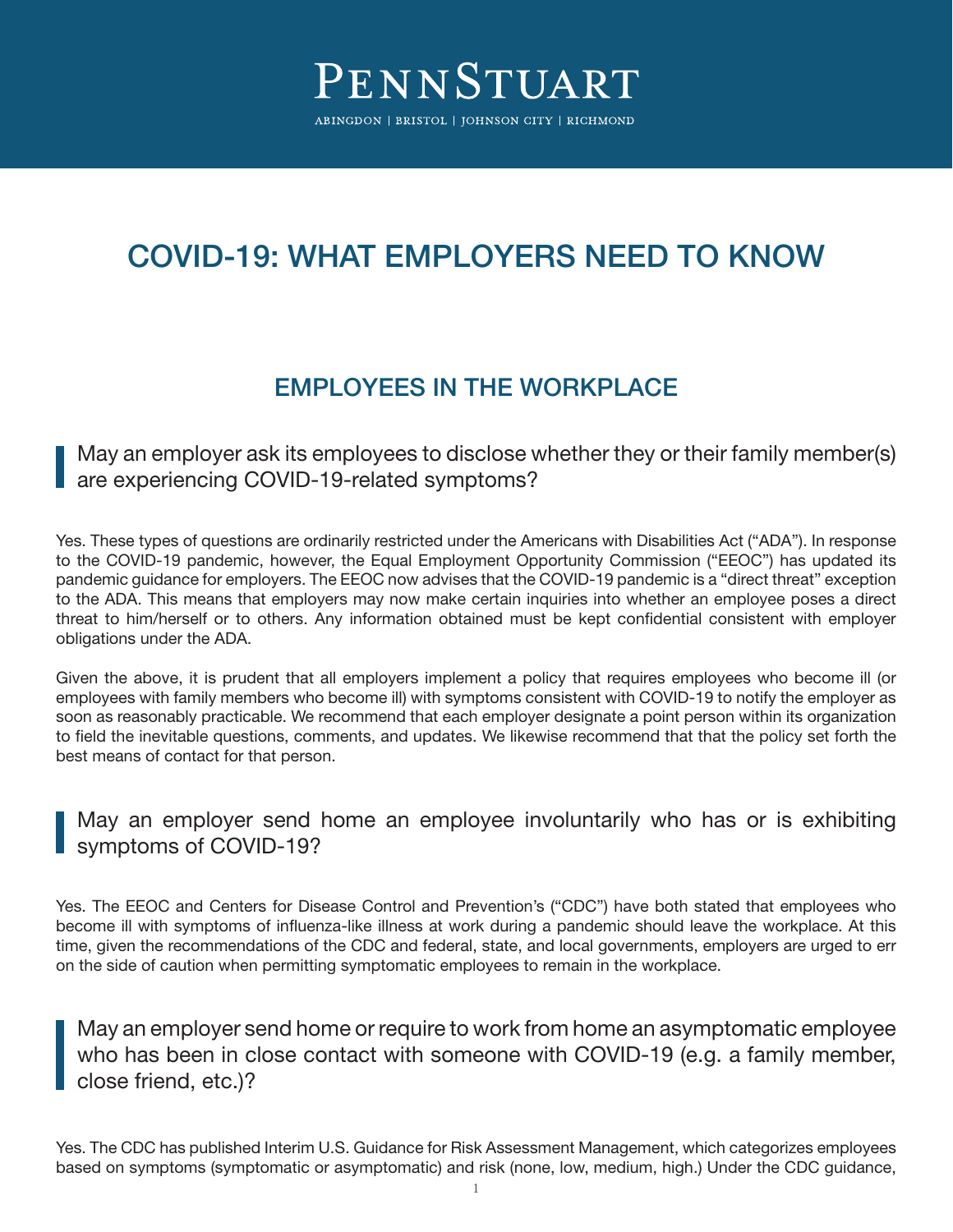# PENNSTUART

ABINGDON | BRISTOL | JOHNSON CITY | RICHMOND

# COVID-19: WHAT EMPLOYERS NEED TO KNOW

## EMPLOYEES IN THE WORKPLACE

### May an employer ask its employees to disclose whether they or their family member(s) are experiencing COVID-19-related symptoms?

Yes. These types of questions are ordinarily restricted under the Americans with Disabilities Act ("ADA"). In response to the COVID-19 pandemic, however, the Equal Employment Opportunity Commission ("EEOC") has updated its pandemic guidance for employers. The EEOC now advises that the COVID-19 pandemic is a "direct threat" exception to the ADA. This means that employers may now make certain inquiries into whether an employee poses a direct threat to him/herself or to others. Any information obtained must be kept confidential consistent with employer obligations under the ADA.

Given the above, it is prudent that all employers implement a policy that requires employees who become ill (or employees with family members who become ill) with symptoms consistent with COVID-19 to notify the employer as soon as reasonably practicable. We recommend that each employer designate a point person within its organization to field the inevitable questions, comments, and updates. We likewise recommend that that the policy set forth the best means of contact for that person.

### May an employer send home an employee involuntarily who has or is exhibiting symptoms of COVID-19?

Yes. The EEOC and Centers for Disease Control and Prevention's ("CDC") have both stated that employees who become ill with symptoms of influenza-like illness at work during a pandemic should leave the workplace. At this time, given the recommendations of the CDC and federal, state, and local governments, employers are urged to err on the side of caution when permitting symptomatic employees to remain in the workplace.

### May an employer send home or require to work from home an asymptomatic employee who has been in close contact with someone with COVID-19 (e.g. a family member, close friend, etc.)?

Yes. The CDC has published Interim U.S. Guidance for Risk Assessment Management, which categorizes employees based on symptoms (symptomatic or asymptomatic) and risk (none, low, medium, high.) Under the CDC guidance,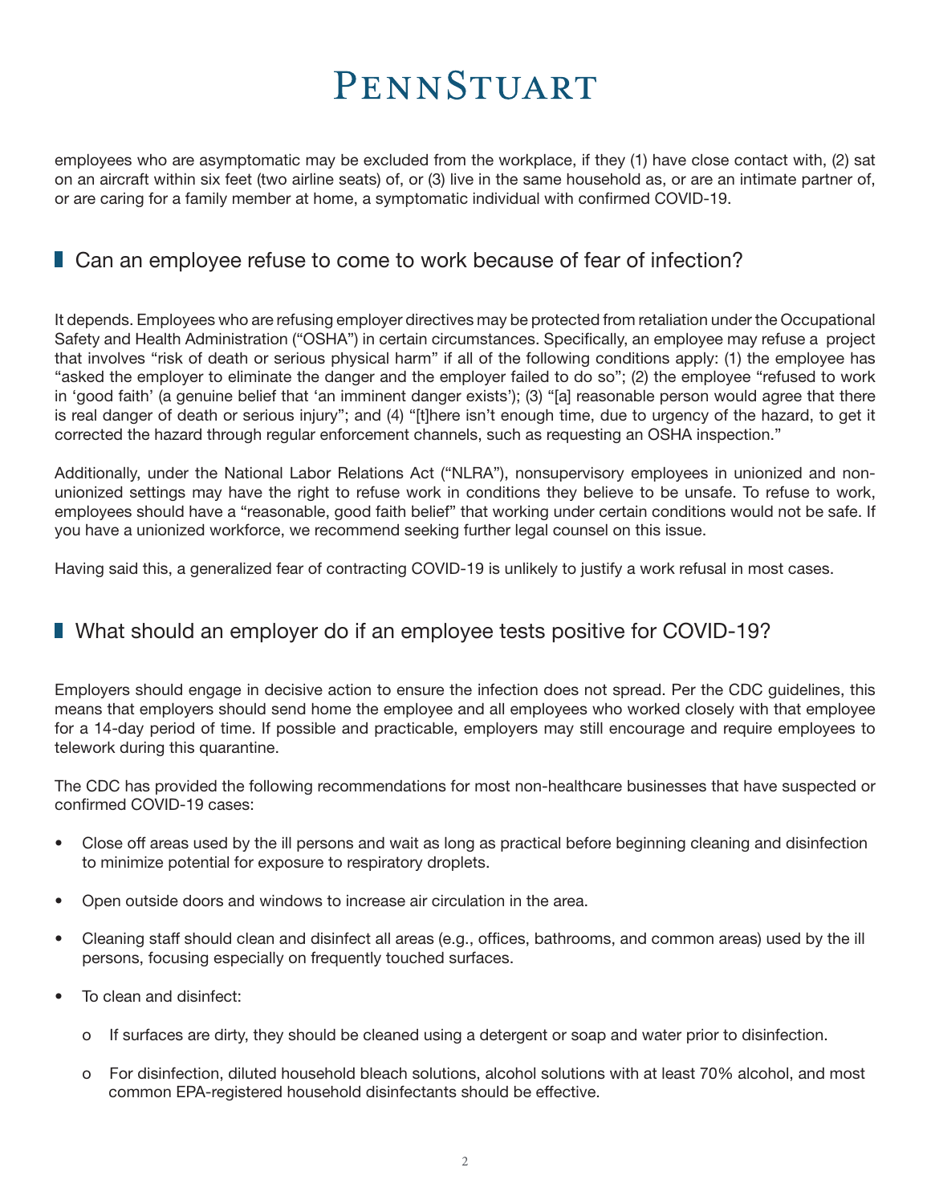employees who are asymptomatic may be excluded from the workplace, if they (1) have close contact with, (2) sat on an aircraft within six feet (two airline seats) of, or (3) live in the same household as, or are an intimate partner of, or are caring for a family member at home, a symptomatic individual with confirmed COVID-19.

## Can an employee refuse to come to work because of fear of infection?

It depends. Employees who are refusing employer directives may be protected from retaliation under the Occupational Safety and Health Administration ("OSHA") in certain circumstances. Specifically, an employee may refuse a project that involves "risk of death or serious physical harm" if all of the following conditions apply: (1) the employee has "asked the employer to eliminate the danger and the employer failed to do so"; (2) the employee "refused to work in 'good faith' (a genuine belief that 'an imminent danger exists'); (3) "[a] reasonable person would agree that there is real danger of death or serious injury"; and (4) "[t]here isn't enough time, due to urgency of the hazard, to get it corrected the hazard through regular enforcement channels, such as requesting an OSHA inspection."

Additionally, under the National Labor Relations Act ("NLRA"), nonsupervisory employees in unionized and non-unionized settings may have the right to refuse work in conditions they believe to be unsafe. To refuse to work, employees should have a "reasonable, good faith belief" that working under certain conditions would not be safe. If you have a unionized workforce, we recommend seeking further legal counsel on this issue.

Having said this, a generalized fear of contracting COVID-19 is unlikely to justify a work refusal in most cases.

## What should an employer do if an employee tests positive for COVID-19?

Employers should engage in decisive action to ensure the infection does not spread. Per the CDC guidelines, this means that employers should send home the employee and all employees who worked closely with that employee for a 14-day period of time. If possible and practicable, employers may still encourage and require employees to telework during this quarantine.

The CDC has provided the following recommendations for most non-healthcare businesses that have suspected or confirmed COVID-19 cases:

- Close off areas used by the ill persons and wait as long as practical before beginning cleaning and disinfection to minimize potential for exposure to respiratory droplets.
- Open outside doors and windows to increase air circulation in the area.
- Cleaning staff should clean and disinfect all areas (e.g., offices, bathrooms, and common areas) used by the ill persons, focusing especially on frequently touched surfaces.
- To clean and disinfect:
  - If surfaces are dirty, they should be cleaned using a detergent or soap and water prior to disinfection.
  - For disinfection, diluted household bleach solutions, alcohol solutions with at least 70% alcohol, and most common EPA-registered household disinfectants should be effective.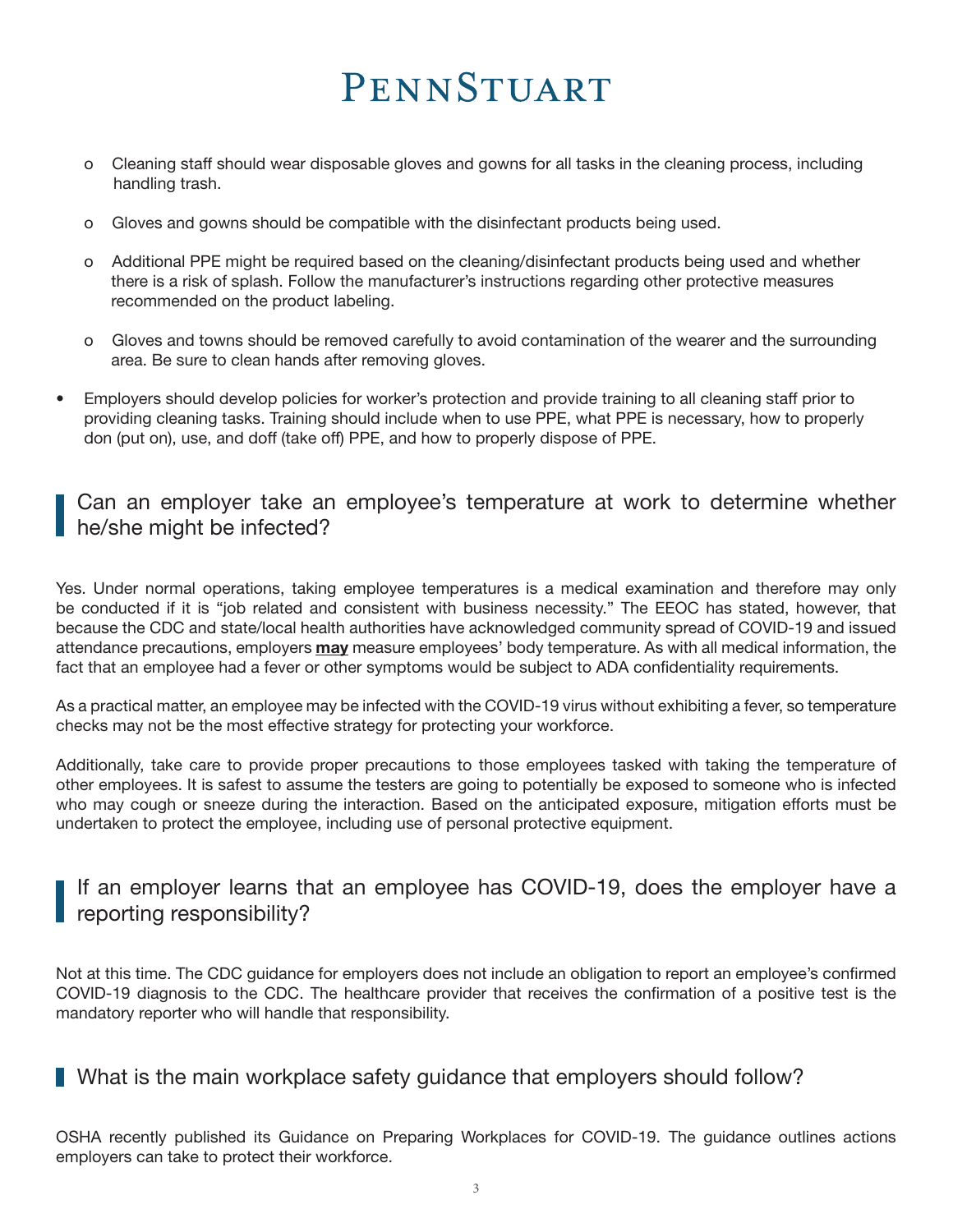- Cleaning staff should wear disposable gloves and gowns for all tasks in the cleaning process, including handling trash.
- Gloves and gowns should be compatible with the disinfectant products being used.
- Additional PPE might be required based on the cleaning/disinfectant products being used and whether there is a risk of splash. Follow the manufacturer's instructions regarding other protective measures recommended on the product labeling.
- Gloves and towns should be removed carefully to avoid contamination of the wearer and the surrounding area. Be sure to clean hands after removing gloves.

- Employers should develop policies for worker's protection and provide training to all cleaning staff prior to providing cleaning tasks. Training should include when to use PPE, what PPE is necessary, how to properly don (put on), use, and doff (take off) PPE, and how to properly dispose of PPE.

## Can an employer take an employee's temperature at work to determine whether he/she might be infected?

Yes. Under normal operations, taking employee temperatures is a medical examination and therefore may only be conducted if it is "job related and consistent with business necessity." The EEOC has stated, however, that because the CDC and state/local health authorities have acknowledged community spread of COVID-19 and issued attendance precautions, employers **may** measure employees' body temperature. As with all medical information, the fact that an employee had a fever or other symptoms would be subject to ADA confidentiality requirements.

As a practical matter, an employee may be infected with the COVID-19 virus without exhibiting a fever, so temperature checks may not be the most effective strategy for protecting your workforce.

Additionally, take care to provide proper precautions to those employees tasked with taking the temperature of other employees. It is safest to assume the testers are going to potentially be exposed to someone who is infected who may cough or sneeze during the interaction. Based on the anticipated exposure, mitigation efforts must be undertaken to protect the employee, including use of personal protective equipment.

## If an employer learns that an employee has COVID-19, does the employer have a reporting responsibility?

Not at this time. The CDC guidance for employers does not include an obligation to report an employee's confirmed COVID-19 diagnosis to the CDC. The healthcare provider that receives the confirmation of a positive test is the mandatory reporter who will handle that responsibility.

## What is the main workplace safety guidance that employers should follow?

OSHA recently published its Guidance on Preparing Workplaces for COVID-19. The guidance outlines actions employers can take to protect their workforce.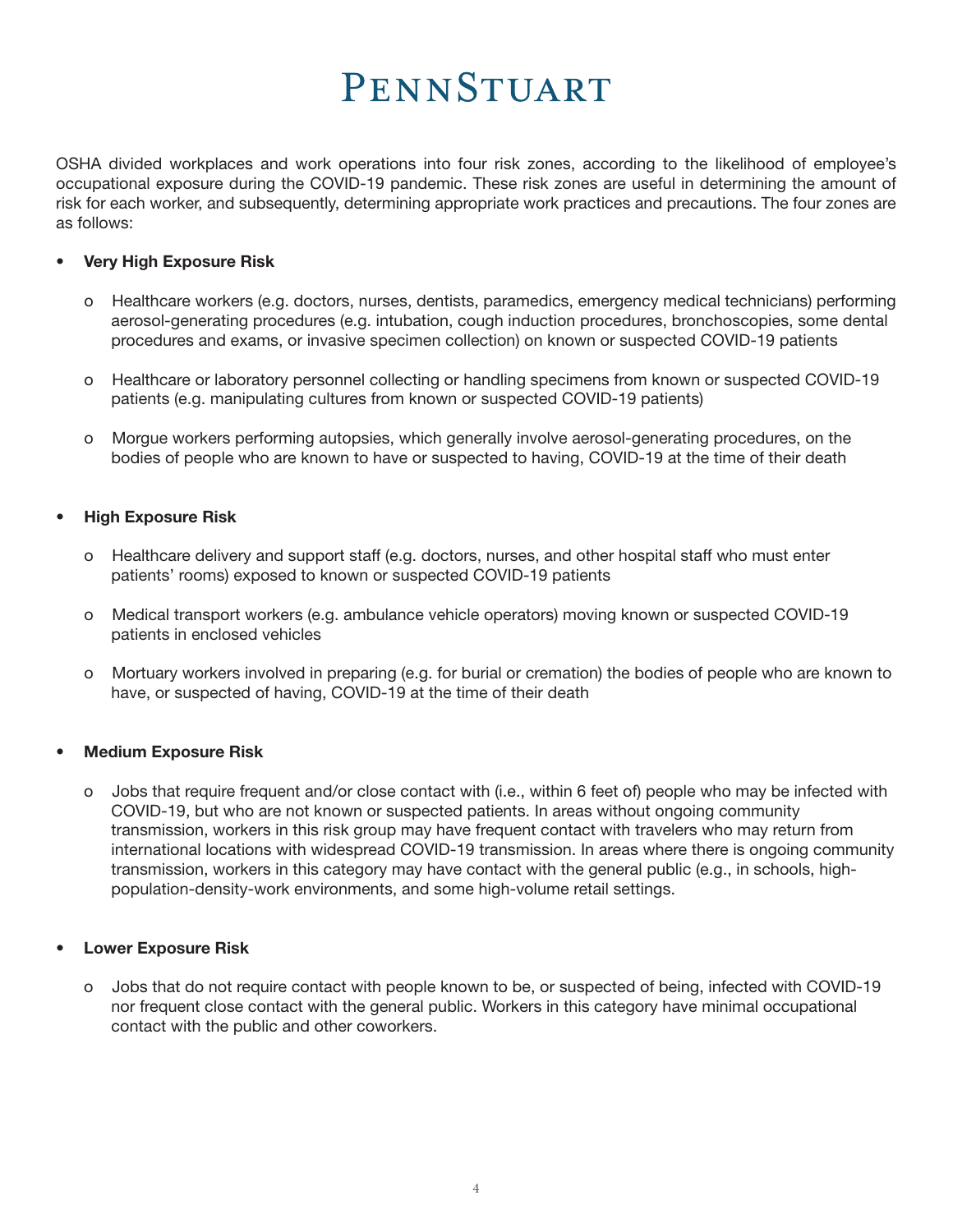OSHA divided workplaces and work operations into four risk zones, according to the likelihood of employee's occupational exposure during the COVID-19 pandemic. These risk zones are useful in determining the amount of risk for each worker, and subsequently, determining appropriate work practices and precautions. The four zones are as follows:

- **Very High Exposure Risk**
  - Healthcare workers (e.g. doctors, nurses, dentists, paramedics, emergency medical technicians) performing aerosol-generating procedures (e.g. intubation, cough induction procedures, bronchoscopies, some dental procedures and exams, or invasive specimen collection) on known or suspected COVID-19 patients
  - Healthcare or laboratory personnel collecting or handling specimens from known or suspected COVID-19 patients (e.g. manipulating cultures from known or suspected COVID-19 patients)
  - Morgue workers performing autopsies, which generally involve aerosol-generating procedures, on the bodies of people who are known to have or suspected to having, COVID-19 at the time of their death

- **High Exposure Risk**
  - Healthcare delivery and support staff (e.g. doctors, nurses, and other hospital staff who must enter patients' rooms) exposed to known or suspected COVID-19 patients
  - Medical transport workers (e.g. ambulance vehicle operators) moving known or suspected COVID-19 patients in enclosed vehicles
  - Mortuary workers involved in preparing (e.g. for burial or cremation) the bodies of people who are known to have, or suspected of having, COVID-19 at the time of their death

- **Medium Exposure Risk**
  - Jobs that require frequent and/or close contact with (i.e., within 6 feet of) people who may be infected with COVID-19, but who are not known or suspected patients. In areas without ongoing community transmission, workers in this risk group may have frequent contact with travelers who may return from international locations with widespread COVID-19 transmission. In areas where there is ongoing community transmission, workers in this category may have contact with the general public (e.g., in schools, high-population-density-work environments, and some high-volume retail settings.

- **Lower Exposure Risk**
  - Jobs that do not require contact with people known to be, or suspected of being, infected with COVID-19 nor frequent close contact with the general public. Workers in this category have minimal occupational contact with the public and other coworkers.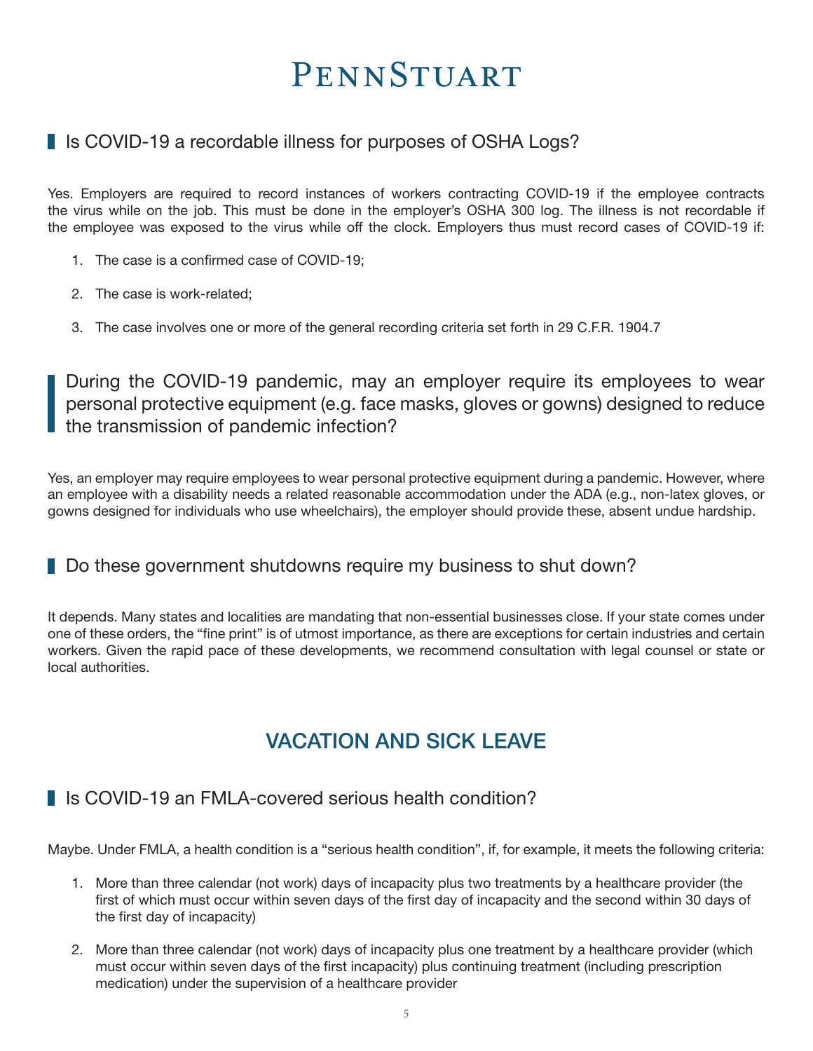## Is COVID-19 a recordable illness for purposes of OSHA Logs?

Yes. Employers are required to record instances of workers contracting COVID-19 if the employee contracts the virus while on the job. This must be done in the employer's OSHA 300 log. The illness is not recordable if the employee was exposed to the virus while off the clock. Employers thus must record cases of COVID-19 if:

1. The case is a confirmed case of COVID-19;
2. The case is work-related;
3. The case involves one or more of the general recording criteria set forth in 29 C.F.R. 1904.7

## During the COVID-19 pandemic, may an employer require its employees to wear personal protective equipment (e.g. face masks, gloves or gowns) designed to reduce the transmission of pandemic infection?

Yes, an employer may require employees to wear personal protective equipment during a pandemic. However, where an employee with a disability needs a related reasonable accommodation under the ADA (e.g., non-latex gloves, or gowns designed for individuals who use wheelchairs), the employer should provide these, absent undue hardship.

## Do these government shutdowns require my business to shut down?

It depends. Many states and localities are mandating that non-essential businesses close. If your state comes under one of these orders, the "fine print" is of utmost importance, as there are exceptions for certain industries and certain workers. Given the rapid pace of these developments, we recommend consultation with legal counsel or state or local authorities.

# VACATION AND SICK LEAVE

## Is COVID-19 an FMLA-covered serious health condition?

Maybe. Under FMLA, a health condition is a "serious health condition", if, for example, it meets the following criteria:

1. More than three calendar (not work) days of incapacity plus two treatments by a healthcare provider (the first of which must occur within seven days of the first day of incapacity and the second within 30 days of the first day of incapacity)
2. More than three calendar (not work) days of incapacity plus one treatment by a healthcare provider (which must occur within seven days of the first incapacity) plus continuing treatment (including prescription medication) under the supervision of a healthcare provider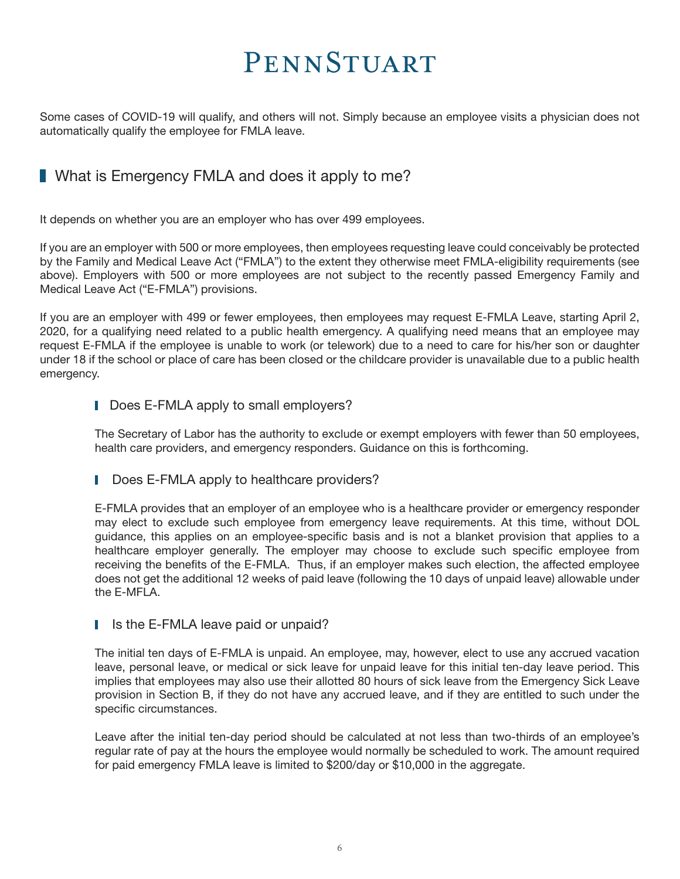Some cases of COVID-19 will qualify, and others will not. Simply because an employee visits a physician does not automatically qualify the employee for FMLA leave.

## What is Emergency FMLA and does it apply to me?

It depends on whether you are an employer who has over 499 employees.

If you are an employer with 500 or more employees, then employees requesting leave could conceivably be protected by the Family and Medical Leave Act ("FMLA") to the extent they otherwise meet FMLA-eligibility requirements (see above). Employers with 500 or more employees are not subject to the recently passed Emergency Family and Medical Leave Act ("E-FMLA") provisions.

If you are an employer with 499 or fewer employees, then employees may request E-FMLA Leave, starting April 2, 2020, for a qualifying need related to a public health emergency. A qualifying need means that an employee may request E-FMLA if the employee is unable to work (or telework) due to a need to care for his/her son or daughter under 18 if the school or place of care has been closed or the childcare provider is unavailable due to a public health emergency.

### Does E-FMLA apply to small employers?

The Secretary of Labor has the authority to exclude or exempt employers with fewer than 50 employees, health care providers, and emergency responders. Guidance on this is forthcoming.

### Does E-FMLA apply to healthcare providers?

E-FMLA provides that an employer of an employee who is a healthcare provider or emergency responder may elect to exclude such employee from emergency leave requirements. At this time, without DOL guidance, this applies on an employee-specific basis and is not a blanket provision that applies to a healthcare employer generally. The employer may choose to exclude such specific employee from receiving the benefits of the E-FMLA. Thus, if an employer makes such election, the affected employee does not get the additional 12 weeks of paid leave (following the 10 days of unpaid leave) allowable under the E-MFLA.

### Is the E-FMLA leave paid or unpaid?

The initial ten days of E-FMLA is unpaid. An employee, may, however, elect to use any accrued vacation leave, personal leave, or medical or sick leave for unpaid leave for this initial ten-day leave period. This implies that employees may also use their allotted 80 hours of sick leave from the Emergency Sick Leave provision in Section B, if they do not have any accrued leave, and if they are entitled to such under the specific circumstances.

Leave after the initial ten-day period should be calculated at not less than two-thirds of an employee's regular rate of pay at the hours the employee would normally be scheduled to work. The amount required for paid emergency FMLA leave is limited to $200/day or $10,000 in the aggregate.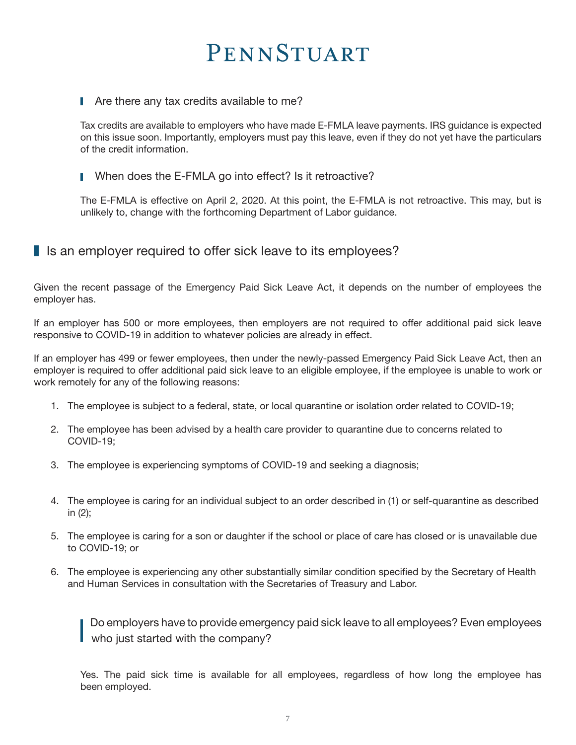### Are there any tax credits available to me?

Tax credits are available to employers who have made E-FMLA leave payments. IRS guidance is expected on this issue soon. Importantly, employers must pay this leave, even if they do not yet have the particulars of the credit information.

### When does the E-FMLA go into effect? Is it retroactive?

The E-FMLA is effective on April 2, 2020. At this point, the E-FMLA is not retroactive. This may, but is unlikely to, change with the forthcoming Department of Labor guidance.

## Is an employer required to offer sick leave to its employees?

Given the recent passage of the Emergency Paid Sick Leave Act, it depends on the number of employees the employer has.

If an employer has 500 or more employees, then employers are not required to offer additional paid sick leave responsive to COVID-19 in addition to whatever policies are already in effect.

If an employer has 499 or fewer employees, then under the newly-passed Emergency Paid Sick Leave Act, then an employer is required to offer additional paid sick leave to an eligible employee, if the employee is unable to work or work remotely for any of the following reasons:

1. The employee is subject to a federal, state, or local quarantine or isolation order related to COVID-19;
2. The employee has been advised by a health care provider to quarantine due to concerns related to COVID-19;
3. The employee is experiencing symptoms of COVID-19 and seeking a diagnosis;
4. The employee is caring for an individual subject to an order described in (1) or self-quarantine as described in (2);
5. The employee is caring for a son or daughter if the school or place of care has closed or is unavailable due to COVID-19; or
6. The employee is experiencing any other substantially similar condition specified by the Secretary of Health and Human Services in consultation with the Secretaries of Treasury and Labor.

### Do employers have to provide emergency paid sick leave to all employees? Even employees who just started with the company?

Yes. The paid sick time is available for all employees, regardless of how long the employee has been employed.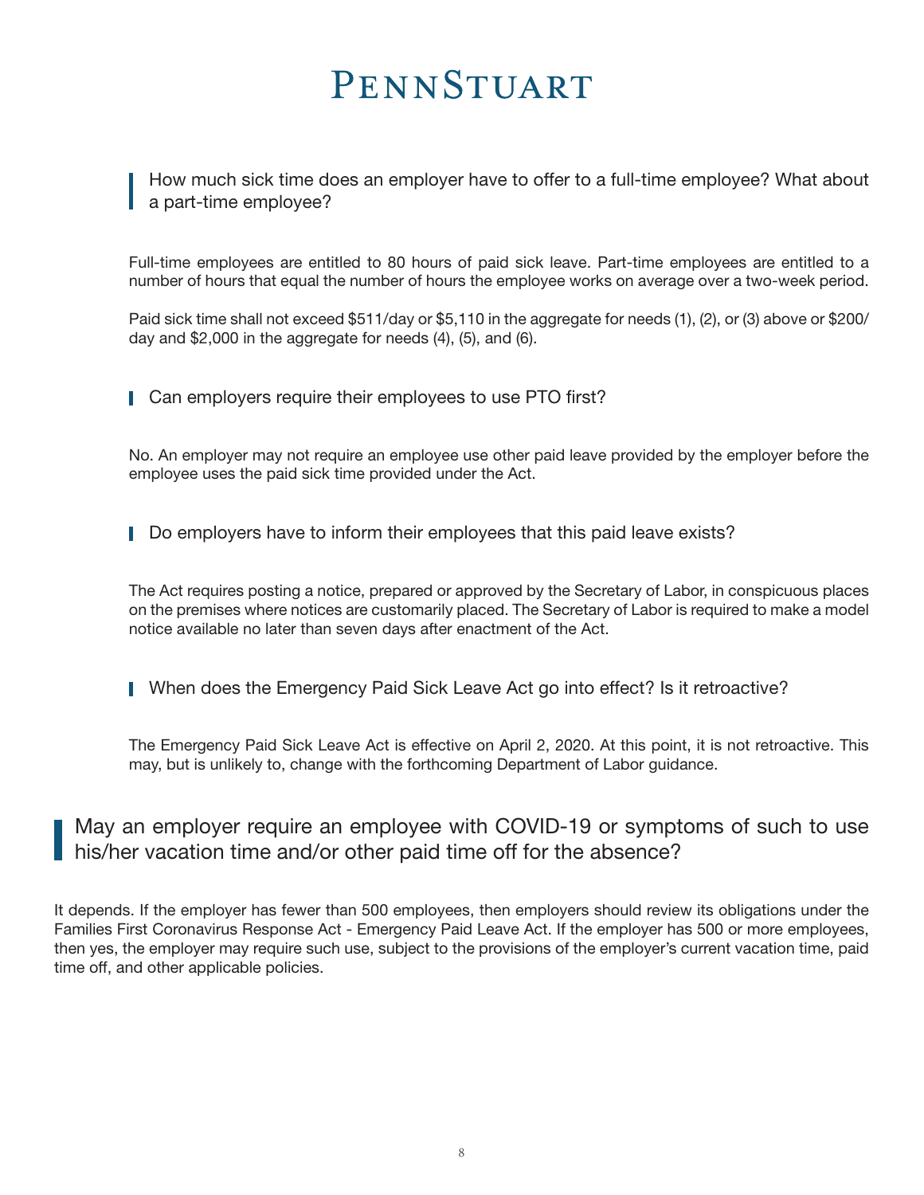### How much sick time does an employer have to offer to a full-time employee? What about a part-time employee?

Full-time employees are entitled to 80 hours of paid sick leave. Part-time employees are entitled to a number of hours that equal the number of hours the employee works on average over a two-week period.

Paid sick time shall not exceed $511/day or $5,110 in the aggregate for needs (1), (2), or (3) above or $200/day and $2,000 in the aggregate for needs (4), (5), and (6).

### Can employers require their employees to use PTO first?

No. An employer may not require an employee use other paid leave provided by the employer before the employee uses the paid sick time provided under the Act.

### Do employers have to inform their employees that this paid leave exists?

The Act requires posting a notice, prepared or approved by the Secretary of Labor, in conspicuous places on the premises where notices are customarily placed. The Secretary of Labor is required to make a model notice available no later than seven days after enactment of the Act.

### When does the Emergency Paid Sick Leave Act go into effect? Is it retroactive?

The Emergency Paid Sick Leave Act is effective on April 2, 2020. At this point, it is not retroactive. This may, but is unlikely to, change with the forthcoming Department of Labor guidance.

## May an employer require an employee with COVID-19 or symptoms of such to use his/her vacation time and/or other paid time off for the absence?

It depends. If the employer has fewer than 500 employees, then employers should review its obligations under the Families First Coronavirus Response Act - Emergency Paid Leave Act. If the employer has 500 or more employees, then yes, the employer may require such use, subject to the provisions of the employer's current vacation time, paid time off, and other applicable policies.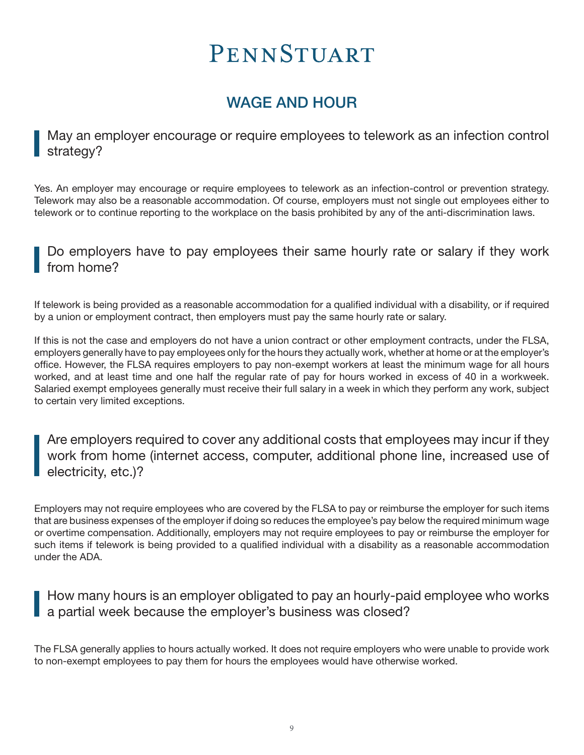# PENNSTUART

## WAGE AND HOUR

### May an employer encourage or require employees to telework as an infection control strategy?

Yes. An employer may encourage or require employees to telework as an infection-control or prevention strategy. Telework may also be a reasonable accommodation. Of course, employers must not single out employees either to telework or to continue reporting to the workplace on the basis prohibited by any of the anti-discrimination laws.

### Do employers have to pay employees their same hourly rate or salary if they work from home?

If telework is being provided as a reasonable accommodation for a qualified individual with a disability, or if required by a union or employment contract, then employers must pay the same hourly rate or salary.

If this is not the case and employers do not have a union contract or other employment contracts, under the FLSA, employers generally have to pay employees only for the hours they actually work, whether at home or at the employer's office. However, the FLSA requires employers to pay non-exempt workers at least the minimum wage for all hours worked, and at least time and one half the regular rate of pay for hours worked in excess of 40 in a workweek. Salaried exempt employees generally must receive their full salary in a week in which they perform any work, subject to certain very limited exceptions.

### Are employers required to cover any additional costs that employees may incur if they work from home (internet access, computer, additional phone line, increased use of electricity, etc.)?

Employers may not require employees who are covered by the FLSA to pay or reimburse the employer for such items that are business expenses of the employer if doing so reduces the employee's pay below the required minimum wage or overtime compensation. Additionally, employers may not require employees to pay or reimburse the employer for such items if telework is being provided to a qualified individual with a disability as a reasonable accommodation under the ADA.

### How many hours is an employer obligated to pay an hourly-paid employee who works a partial week because the employer's business was closed?

The FLSA generally applies to hours actually worked. It does not require employers who were unable to provide work to non-exempt employees to pay them for hours the employees would have otherwise worked.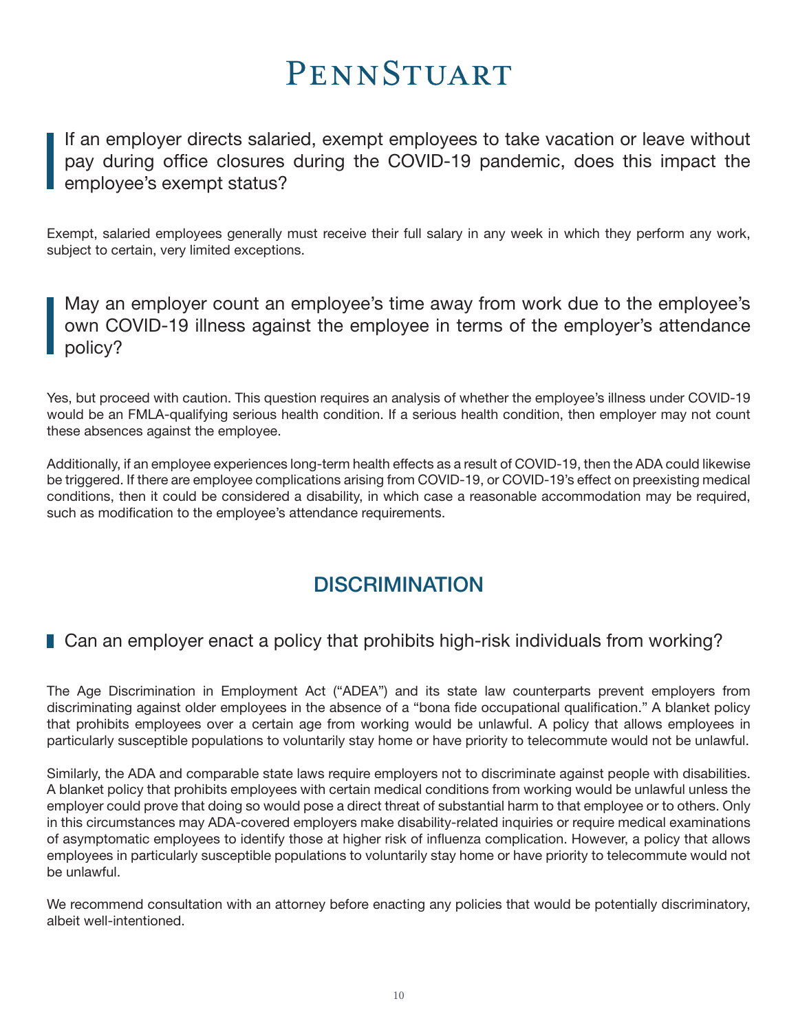### If an employer directs salaried, exempt employees to take vacation or leave without pay during office closures during the COVID-19 pandemic, does this impact the employee's exempt status?

Exempt, salaried employees generally must receive their full salary in any week in which they perform any work, subject to certain, very limited exceptions.

### May an employer count an employee's time away from work due to the employee's own COVID-19 illness against the employee in terms of the employer's attendance policy?

Yes, but proceed with caution. This question requires an analysis of whether the employee's illness under COVID-19 would be an FMLA-qualifying serious health condition. If a serious health condition, then employer may not count these absences against the employee.

Additionally, if an employee experiences long-term health effects as a result of COVID-19, then the ADA could likewise be triggered. If there are employee complications arising from COVID-19, or COVID-19's effect on preexisting medical conditions, then it could be considered a disability, in which case a reasonable accommodation may be required, such as modification to the employee's attendance requirements.

## DISCRIMINATION

### Can an employer enact a policy that prohibits high-risk individuals from working?

The Age Discrimination in Employment Act ("ADEA") and its state law counterparts prevent employers from discriminating against older employees in the absence of a "bona fide occupational qualification." A blanket policy that prohibits employees over a certain age from working would be unlawful. A policy that allows employees in particularly susceptible populations to voluntarily stay home or have priority to telecommute would not be unlawful.

Similarly, the ADA and comparable state laws require employers not to discriminate against people with disabilities. A blanket policy that prohibits employees with certain medical conditions from working would be unlawful unless the employer could prove that doing so would pose a direct threat of substantial harm to that employee or to others. Only in this circumstances may ADA-covered employers make disability-related inquiries or require medical examinations of asymptomatic employees to identify those at higher risk of influenza complication. However, a policy that allows employees in particularly susceptible populations to voluntarily stay home or have priority to telecommute would not be unlawful.

We recommend consultation with an attorney before enacting any policies that would be potentially discriminatory, albeit well-intentioned.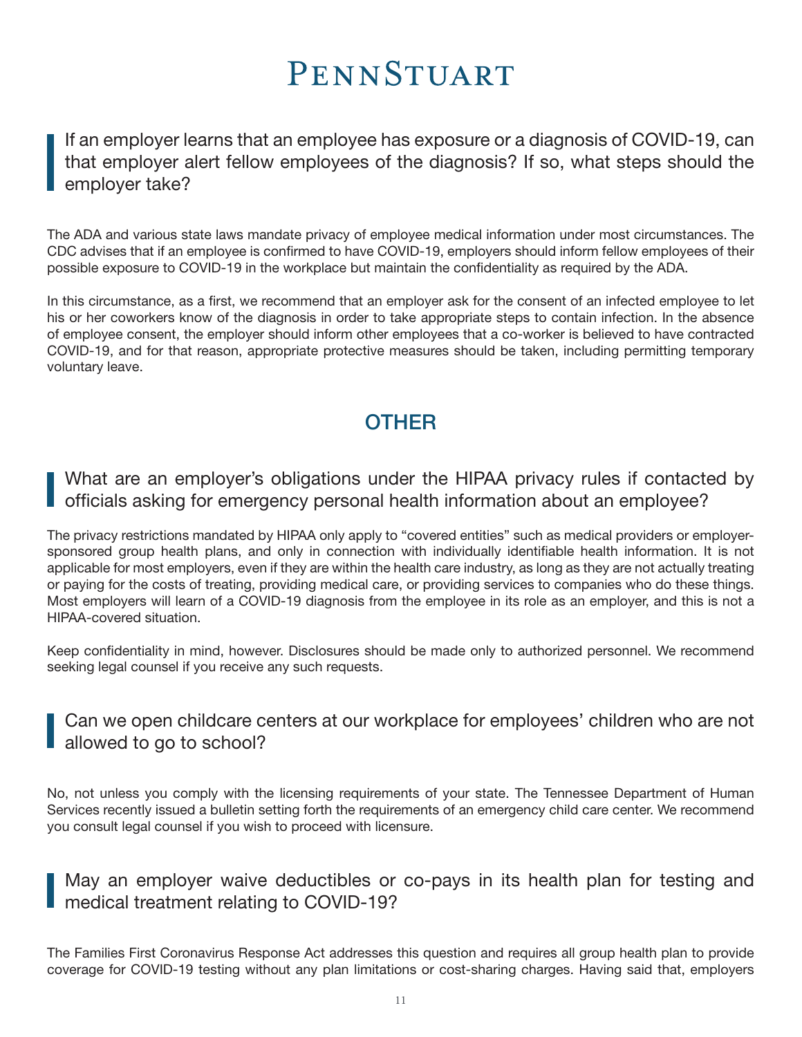### If an employer learns that an employee has exposure or a diagnosis of COVID-19, can that employer alert fellow employees of the diagnosis? If so, what steps should the employer take?

The ADA and various state laws mandate privacy of employee medical information under most circumstances. The CDC advises that if an employee is confirmed to have COVID-19, employers should inform fellow employees of their possible exposure to COVID-19 in the workplace but maintain the confidentiality as required by the ADA.

In this circumstance, as a first, we recommend that an employer ask for the consent of an infected employee to let his or her coworkers know of the diagnosis in order to take appropriate steps to contain infection. In the absence of employee consent, the employer should inform other employees that a co-worker is believed to have contracted COVID-19, and for that reason, appropriate protective measures should be taken, including permitting temporary voluntary leave.

## OTHER

### What are an employer's obligations under the HIPAA privacy rules if contacted by officials asking for emergency personal health information about an employee?

The privacy restrictions mandated by HIPAA only apply to "covered entities" such as medical providers or employer-sponsored group health plans, and only in connection with individually identifiable health information. It is not applicable for most employers, even if they are within the health care industry, as long as they are not actually treating or paying for the costs of treating, providing medical care, or providing services to companies who do these things. Most employers will learn of a COVID-19 diagnosis from the employee in its role as an employer, and this is not a HIPAA-covered situation.

Keep confidentiality in mind, however. Disclosures should be made only to authorized personnel. We recommend seeking legal counsel if you receive any such requests.

### Can we open childcare centers at our workplace for employees' children who are not allowed to go to school?

No, not unless you comply with the licensing requirements of your state. The Tennessee Department of Human Services recently issued a bulletin setting forth the requirements of an emergency child care center. We recommend you consult legal counsel if you wish to proceed with licensure.

### May an employer waive deductibles or co-pays in its health plan for testing and medical treatment relating to COVID-19?

The Families First Coronavirus Response Act addresses this question and requires all group health plan to provide coverage for COVID-19 testing without any plan limitations or cost-sharing charges. Having said that, employers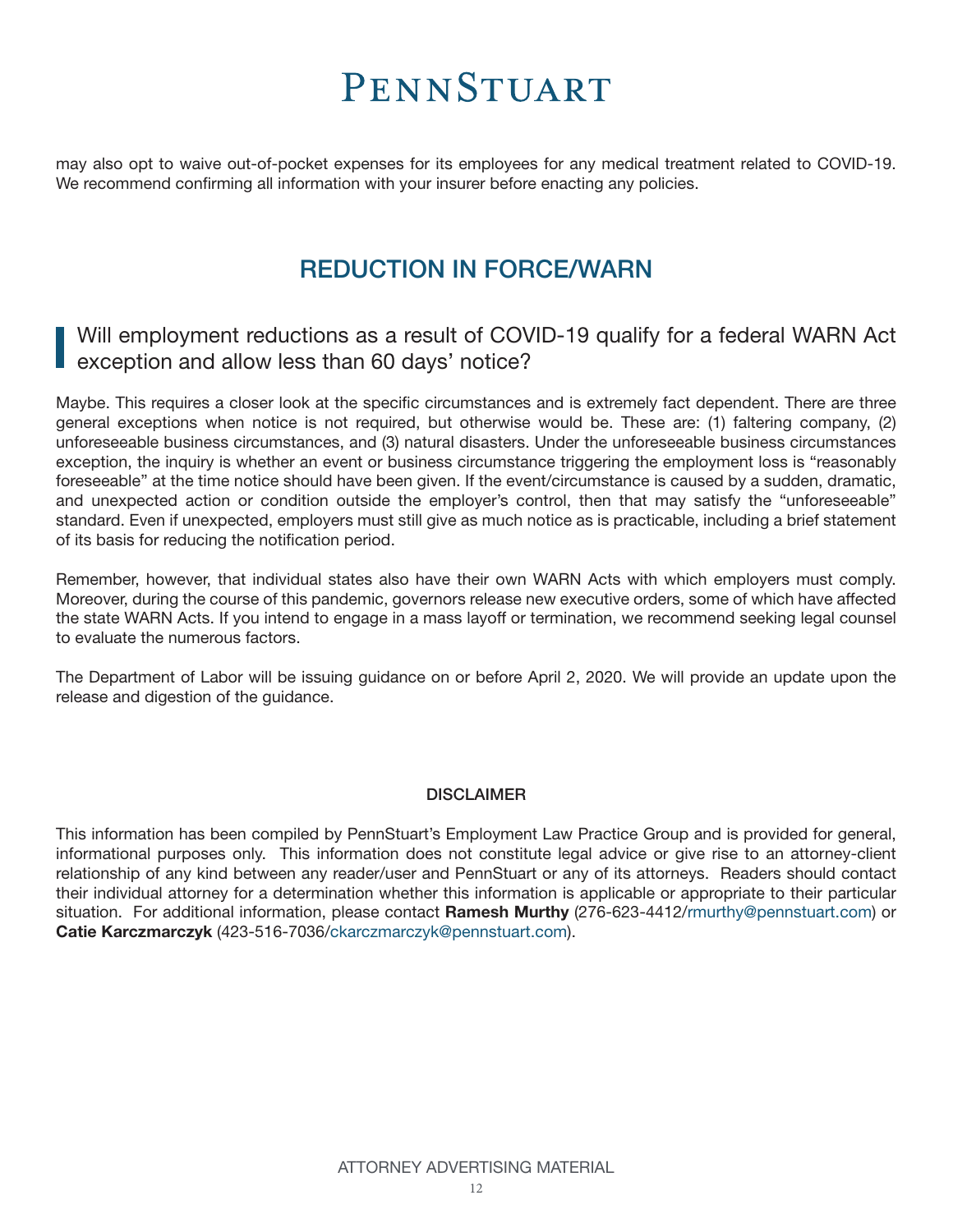may also opt to waive out-of-pocket expenses for its employees for any medical treatment related to COVID-19. We recommend confirming all information with your insurer before enacting any policies.

## REDUCTION IN FORCE/WARN

### Will employment reductions as a result of COVID-19 qualify for a federal WARN Act exception and allow less than 60 days' notice?

Maybe. This requires a closer look at the specific circumstances and is extremely fact dependent. There are three general exceptions when notice is not required, but otherwise would be. These are: (1) faltering company, (2) unforeseeable business circumstances, and (3) natural disasters. Under the unforeseeable business circumstances exception, the inquiry is whether an event or business circumstance triggering the employment loss is "reasonably foreseeable" at the time notice should have been given. If the event/circumstance is caused by a sudden, dramatic, and unexpected action or condition outside the employer's control, then that may satisfy the "unforeseeable" standard. Even if unexpected, employers must still give as much notice as is practicable, including a brief statement of its basis for reducing the notification period.

Remember, however, that individual states also have their own WARN Acts with which employers must comply. Moreover, during the course of this pandemic, governors release new executive orders, some of which have affected the state WARN Acts. If you intend to engage in a mass layoff or termination, we recommend seeking legal counsel to evaluate the numerous factors.

The Department of Labor will be issuing guidance on or before April 2, 2020. We will provide an update upon the release and digestion of the guidance.

**DISCLAIMER**

This information has been compiled by PennStuart's Employment Law Practice Group and is provided for general, informational purposes only. This information does not constitute legal advice or give rise to an attorney-client relationship of any kind between any reader/user and PennStuart or any of its attorneys. Readers should contact their individual attorney for a determination whether this information is applicable or appropriate to their particular situation. For additional information, please contact **Ramesh Murthy** (276-623-4412/rmurthy@pennstuart.com) or **Catie Karczmarczyk** (423-516-7036/ckarczmarczyk@pennstuart.com).

ATTORNEY ADVERTISING MATERIAL